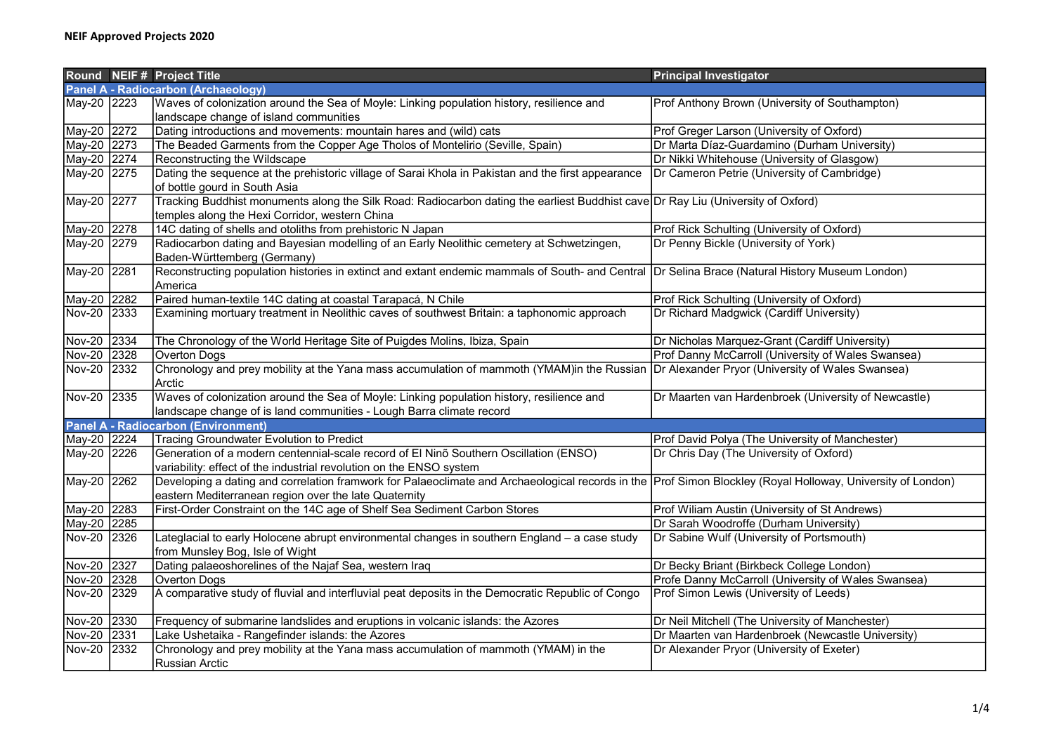**NEIF Approved Projects 2020**

| Round | NEIF # | Project Title | Principal Investigator |
|---|---|---|---|
| **Panel A - Radiocarbon (Archaeology)** | | | |
| May-20 | 2223 | Waves of colonization around the Sea of Moyle: Linking population history, resilience and landscape change of island communities | Prof Anthony Brown (University of Southampton) |
| May-20 | 2272 | Dating introductions and movements: mountain hares and (wild) cats | Prof Greger Larson (University of Oxford) |
| May-20 | 2273 | The Beaded Garments from the Copper Age Tholos of Montelirio (Seville, Spain) | Dr Marta Díaz-Guardamino (Durham University) |
| May-20 | 2274 | Reconstructing the Wildscape | Dr Nikki Whitehouse (University of Glasgow) |
| May-20 | 2275 | Dating the sequence at the prehistoric village of Sarai Khola in Pakistan and the first appearance of bottle gourd in South Asia | Dr Cameron Petrie (University of Cambridge) |
| May-20 | 2277 | Tracking Buddhist monuments along the Silk Road: Radiocarbon dating the earliest Buddhist cave temples along the Hexi Corridor, western China | Dr Ray Liu (University of Oxford) |
| May-20 | 2278 | 14C dating of shells and otoliths from prehistoric N Japan | Prof Rick Schulting (University of Oxford) |
| May-20 | 2279 | Radiocarbon dating and Bayesian modelling of an Early Neolithic cemetery at Schwetzingen, Baden-Württemberg (Germany) | Dr Penny Bickle (University of York) |
| May-20 | 2281 | Reconstructing population histories in extinct and extant endemic mammals of South- and Central America | Dr Selina Brace (Natural History Museum London) |
| May-20 | 2282 | Paired human-textile 14C dating at coastal Tarapacá, N Chile | Prof Rick Schulting (University of Oxford) |
| Nov-20 | 2333 | Examining mortuary treatment in Neolithic caves of southwest Britain: a taphonomic approach | Dr Richard Madgwick (Cardiff University) |
| Nov-20 | 2334 | The Chronology of the World Heritage Site of Puigdes Molins, Ibiza, Spain | Dr Nicholas Marquez-Grant (Cardiff University) |
| Nov-20 | 2328 | Overton Dogs | Prof Danny McCarroll (University of Wales Swansea) |
| Nov-20 | 2332 | Chronology and prey mobility at the Yana mass accumulation of mammoth (YMAM)in the Russian Arctic | Dr Alexander Pryor (University of Wales Swansea) |
| Nov-20 | 2335 | Waves of colonization around the Sea of Moyle: Linking population history, resilience and landscape change of is land communities - Lough Barra climate record | Dr Maarten van Hardenbroek (University of Newcastle) |
| **Panel A - Radiocarbon (Environment)** | | | |
| May-20 | 2224 | Tracing Groundwater Evolution to Predict | Prof David Polya (The University of Manchester) |
| May-20 | 2226 | Generation of a modern centennial-scale record of El Ninõ Southern Oscillation (ENSO) variability: effect of the industrial revolution on the ENSO system | Dr Chris Day (The University of Oxford) |
| May-20 | 2262 | Developing a dating and correlation framwork for Palaeoclimate and Archaeological records in the eastern Mediterranean region over the late Quaternity | Prof Simon Blockley (Royal Holloway, University of London) |
| May-20 | 2283 | First-Order Constraint on the 14C age of Shelf Sea Sediment Carbon Stores | Prof Wiliam Austin (University of St Andrews) |
| May-20 | 2285 | | Dr Sarah Woodroffe (Durham University) |
| Nov-20 | 2326 | Lateglacial to early Holocene abrupt environmental changes in southern England – a case study from Munsley Bog, Isle of Wight | Dr Sabine Wulf (University of Portsmouth) |
| Nov-20 | 2327 | Dating palaeoshorelines of the Najaf Sea, western Iraq | Dr Becky Briant (Birkbeck College London) |
| Nov-20 | 2328 | Overton Dogs | Profe Danny McCarroll (University of Wales Swansea) |
| Nov-20 | 2329 | A comparative study of fluvial and interfluvial peat deposits in the Democratic Republic of Congo | Prof Simon Lewis (University of Leeds) |
| Nov-20 | 2330 | Frequency of submarine landslides and eruptions in volcanic islands: the Azores | Dr Neil Mitchell (The University of Manchester) |
| Nov-20 | 2331 | Lake Ushetaika - Rangefinder islands: the Azores | Dr Maarten van Hardenbroek (Newcastle University) |
| Nov-20 | 2332 | Chronology and prey mobility at the Yana mass accumulation of mammoth (YMAM) in the Russian Arctic | Dr Alexander Pryor (University of Exeter) |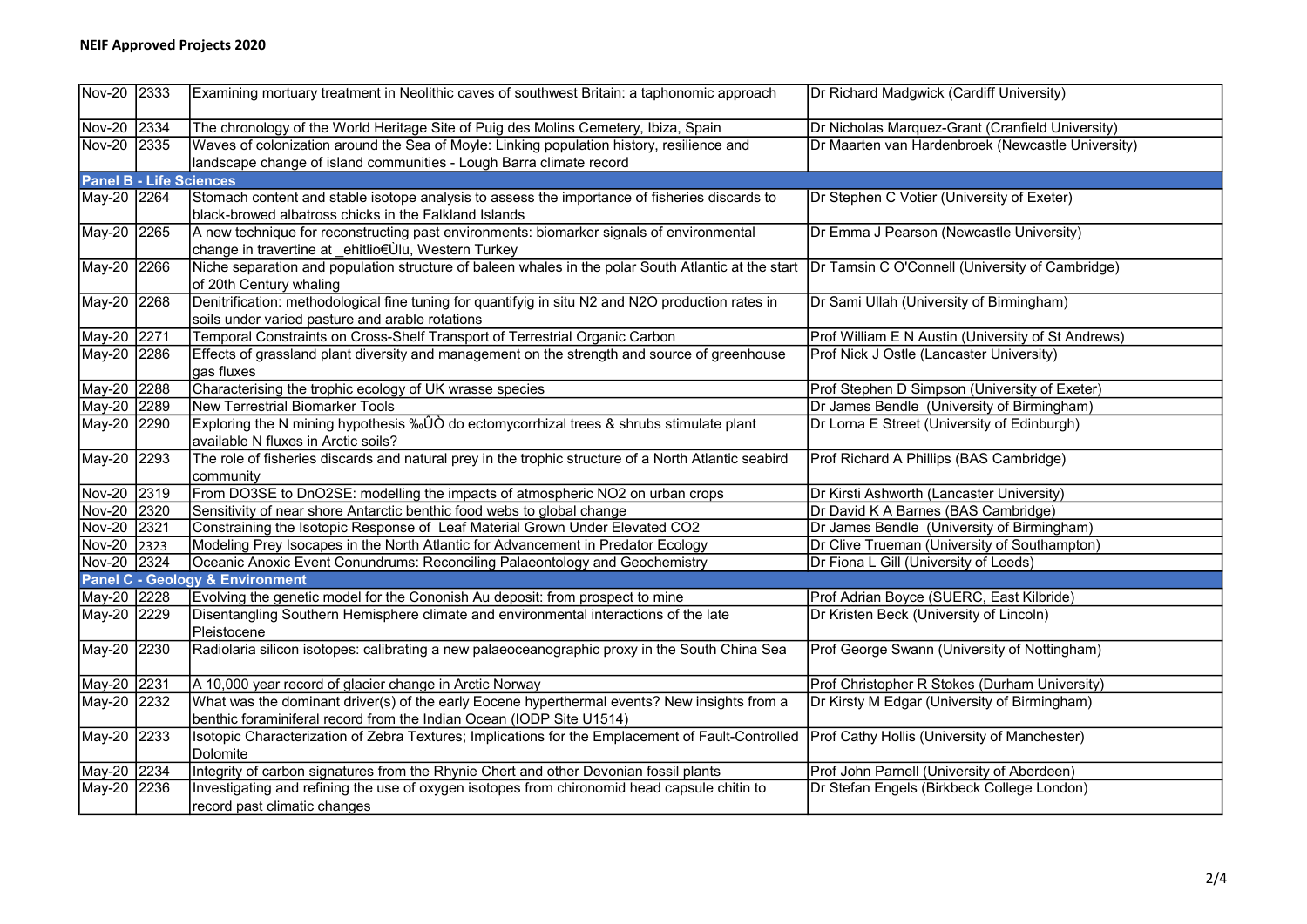## NEIF Approved Projects 2020

| Date | No. | Title | Investigator |
|---|---|---|---|
| Nov-20 | 2333 | Examining mortuary treatment in Neolithic caves of southwest Britain: a taphonomic approach | Dr Richard Madgwick (Cardiff University) |
| Nov-20 | 2334 | The chronology of the World Heritage Site of Puig des Molins Cemetery, Ibiza, Spain | Dr Nicholas Marquez-Grant (Cranfield University) |
| Nov-20 | 2335 | Waves of colonization around the Sea of Moyle: Linking population history, resilience and landscape change of island communities - Lough Barra climate record | Dr Maarten van Hardenbroek (Newcastle University) |
| **Panel B - Life Sciences** | | | |
| May-20 | 2264 | Stomach content and stable isotope analysis to assess the importance of fisheries discards to black-browed albatross chicks in the Falkland Islands | Dr Stephen C Votier (University of Exeter) |
| May-20 | 2265 | A new technique for reconstructing past environments: biomarker signals of environmental change in travertine at _ehitlio€Ùlu, Western Turkey | Dr Emma J Pearson (Newcastle University) |
| May-20 | 2266 | Niche separation and population structure of baleen whales in the polar South Atlantic at the start of 20th Century whaling | Dr Tamsin C O'Connell (University of Cambridge) |
| May-20 | 2268 | Denitrification: methodological fine tuning for quantifyig in situ N2 and N2O production rates in soils under varied pasture and arable rotations | Dr Sami Ullah (University of Birmingham) |
| May-20 | 2271 | Temporal Constraints on Cross-Shelf Transport of Terrestrial Organic Carbon | Prof William E N Austin (University of St Andrews) |
| May-20 | 2286 | Effects of grassland plant diversity and management on the strength and source of greenhouse gas fluxes | Prof Nick J Ostle (Lancaster University) |
| May-20 | 2288 | Characterising the trophic ecology of UK wrasse species | Prof Stephen D Simpson (University of Exeter) |
| May-20 | 2289 | New Terrestrial Biomarker Tools | Dr James Bendle (University of Birmingham) |
| May-20 | 2290 | Exploring the N mining hypothesis ‰ÛÒ do ectomycorrhizal trees & shrubs stimulate plant available N fluxes in Arctic soils? | Dr Lorna E Street (University of Edinburgh) |
| May-20 | 2293 | The role of fisheries discards and natural prey in the trophic structure of a North Atlantic seabird community | Prof Richard A Phillips (BAS Cambridge) |
| Nov-20 | 2319 | From DO3SE to DnO2SE: modelling the impacts of atmospheric NO2 on urban crops | Dr Kirsti Ashworth (Lancaster University) |
| Nov-20 | 2320 | Sensitivity of near shore Antarctic benthic food webs to global change | Dr David K A Barnes (BAS Cambridge) |
| Nov-20 | 2321 | Constraining the Isotopic Response of Leaf Material Grown Under Elevated CO2 | Dr James Bendle (University of Birmingham) |
| Nov-20 | 2323 | Modeling Prey Isocapes in the North Atlantic for Advancement in Predator Ecology | Dr Clive Trueman (University of Southampton) |
| Nov-20 | 2324 | Oceanic Anoxic Event Conundrums: Reconciling Palaeontology and Geochemistry | Dr Fiona L Gill (University of Leeds) |
| **Panel C - Geology & Environment** | | | |
| May-20 | 2228 | Evolving the genetic model for the Cononish Au deposit: from prospect to mine | Prof Adrian Boyce (SUERC, East Kilbride) |
| May-20 | 2229 | Disentangling Southern Hemisphere climate and environmental interactions of the late Pleistocene | Dr Kristen Beck (University of Lincoln) |
| May-20 | 2230 | Radiolaria silicon isotopes: calibrating a new palaeoceanographic proxy in the South China Sea | Prof George Swann (University of Nottingham) |
| May-20 | 2231 | A 10,000 year record of glacier change in Arctic Norway | Prof Christopher R Stokes (Durham University) |
| May-20 | 2232 | What was the dominant driver(s) of the early Eocene hyperthermal events? New insights from a benthic foraminiferal record from the Indian Ocean (IODP Site U1514) | Dr Kirsty M Edgar (University of Birmingham) |
| May-20 | 2233 | Isotopic Characterization of Zebra Textures; Implications for the Emplacement of Fault-Controlled Dolomite | Prof Cathy Hollis (University of Manchester) |
| May-20 | 2234 | Integrity of carbon signatures from the Rhynie Chert and other Devonian fossil plants | Prof John Parnell (University of Aberdeen) |
| May-20 | 2236 | Investigating and refining the use of oxygen isotopes from chironomid head capsule chitin to record past climatic changes | Dr Stefan Engels (Birkbeck College London) |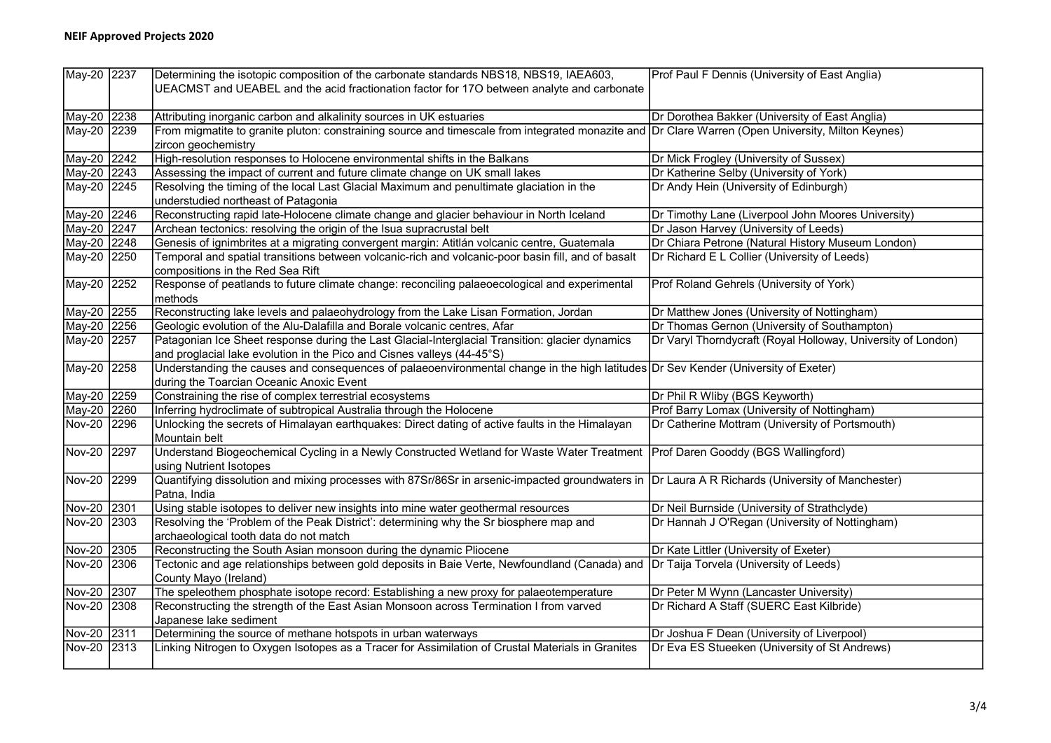## NEIF Approved Projects 2020

| | | | |
|---|---|---|---|
| May-20 | 2237 | Determining the isotopic composition of the carbonate standards NBS18, NBS19, IAEA603, UEACMST and UEABEL and the acid fractionation factor for 17O between analyte and carbonate | Prof Paul F Dennis (University of East Anglia) |
| May-20 | 2238 | Attributing inorganic carbon and alkalinity sources in UK estuaries | Dr Dorothea Bakker (University of East Anglia) |
| May-20 | 2239 | From migmatite to granite pluton: constraining source and timescale from integrated monazite and zircon geochemistry | Dr Clare Warren (Open University, Milton Keynes) |
| May-20 | 2242 | High-resolution responses to Holocene environmental shifts in the Balkans | Dr Mick Frogley (University of Sussex) |
| May-20 | 2243 | Assessing the impact of current and future climate change on UK small lakes | Dr Katherine Selby (University of York) |
| May-20 | 2245 | Resolving the timing of the local Last Glacial Maximum and penultimate glaciation in the understudied northeast of Patagonia | Dr Andy Hein (University of Edinburgh) |
| May-20 | 2246 | Reconstructing rapid late-Holocene climate change and glacier behaviour in North Iceland | Dr Timothy Lane (Liverpool John Moores University) |
| May-20 | 2247 | Archean tectonics: resolving the origin of the Isua supracrustal belt | Dr Jason Harvey (University of Leeds) |
| May-20 | 2248 | Genesis of ignimbrites at a migrating convergent margin: Atitlán volcanic centre, Guatemala | Dr Chiara Petrone (Natural History Museum London) |
| May-20 | 2250 | Temporal and spatial transitions between volcanic-rich and volcanic-poor basin fill, and of basalt compositions in the Red Sea Rift | Dr Richard E L Collier (University of Leeds) |
| May-20 | 2252 | Response of peatlands to future climate change: reconciling palaeoecological and experimental methods | Prof Roland Gehrels (University of York) |
| May-20 | 2255 | Reconstructing lake levels and palaeohydrology from the Lake Lisan Formation, Jordan | Dr Matthew Jones (University of Nottingham) |
| May-20 | 2256 | Geologic evolution of the Alu-Dalafilla and Borale volcanic centres, Afar | Dr Thomas Gernon (University of Southampton) |
| May-20 | 2257 | Patagonian Ice Sheet response during the Last Glacial-Interglacial Transition: glacier dynamics and proglacial lake evolution in the Pico and Cisnes valleys (44-45°S) | Dr Varyl Thorndycraft (Royal Holloway, University of London) |
| May-20 | 2258 | Understanding the causes and consequences of palaeoenvironmental change in the high latitudes during the Toarcian Oceanic Anoxic Event | Dr Sev Kender (University of Exeter) |
| May-20 | 2259 | Constraining the rise of complex terrestrial ecosystems | Dr Phil R Wliby (BGS Keyworth) |
| May-20 | 2260 | Inferring hydroclimate of subtropical Australia through the Holocene | Prof Barry Lomax (University of Nottingham) |
| Nov-20 | 2296 | Unlocking the secrets of Himalayan earthquakes: Direct dating of active faults in the Himalayan Mountain belt | Dr Catherine Mottram (University of Portsmouth) |
| Nov-20 | 2297 | Understand Biogeochemical Cycling in a Newly Constructed Wetland for Waste Water Treatment using Nutrient Isotopes | Prof Daren Gooddy (BGS Wallingford) |
| Nov-20 | 2299 | Quantifying dissolution and mixing processes with 87Sr/86Sr in arsenic-impacted groundwaters in Patna, India | Dr Laura A R Richards (University of Manchester) |
| Nov-20 | 2301 | Using stable isotopes to deliver new insights into mine water geothermal resources | Dr Neil Burnside (University of Strathclyde) |
| Nov-20 | 2303 | Resolving the 'Problem of the Peak District': determining why the Sr biosphere map and archaeological tooth data do not match | Dr Hannah J O'Regan (University of Nottingham) |
| Nov-20 | 2305 | Reconstructing the South Asian monsoon during the dynamic Pliocene | Dr Kate Littler (University of Exeter) |
| Nov-20 | 2306 | Tectonic and age relationships between gold deposits in Baie Verte, Newfoundland (Canada) and County Mayo (Ireland) | Dr Taija Torvela (University of Leeds) |
| Nov-20 | 2307 | The speleothem phosphate isotope record: Establishing a new proxy for palaeotemperature | Dr Peter M Wynn (Lancaster University) |
| Nov-20 | 2308 | Reconstructing the strength of the East Asian Monsoon across Termination I from varved Japanese lake sediment | Dr Richard A Staff (SUERC East Kilbride) |
| Nov-20 | 2311 | Determining the source of methane hotspots in urban waterways | Dr Joshua F Dean (University of Liverpool) |
| Nov-20 | 2313 | Linking Nitrogen to Oxygen Isotopes as a Tracer for Assimilation of Crustal Materials in Granites | Dr Eva ES Stueeken (University of St Andrews) |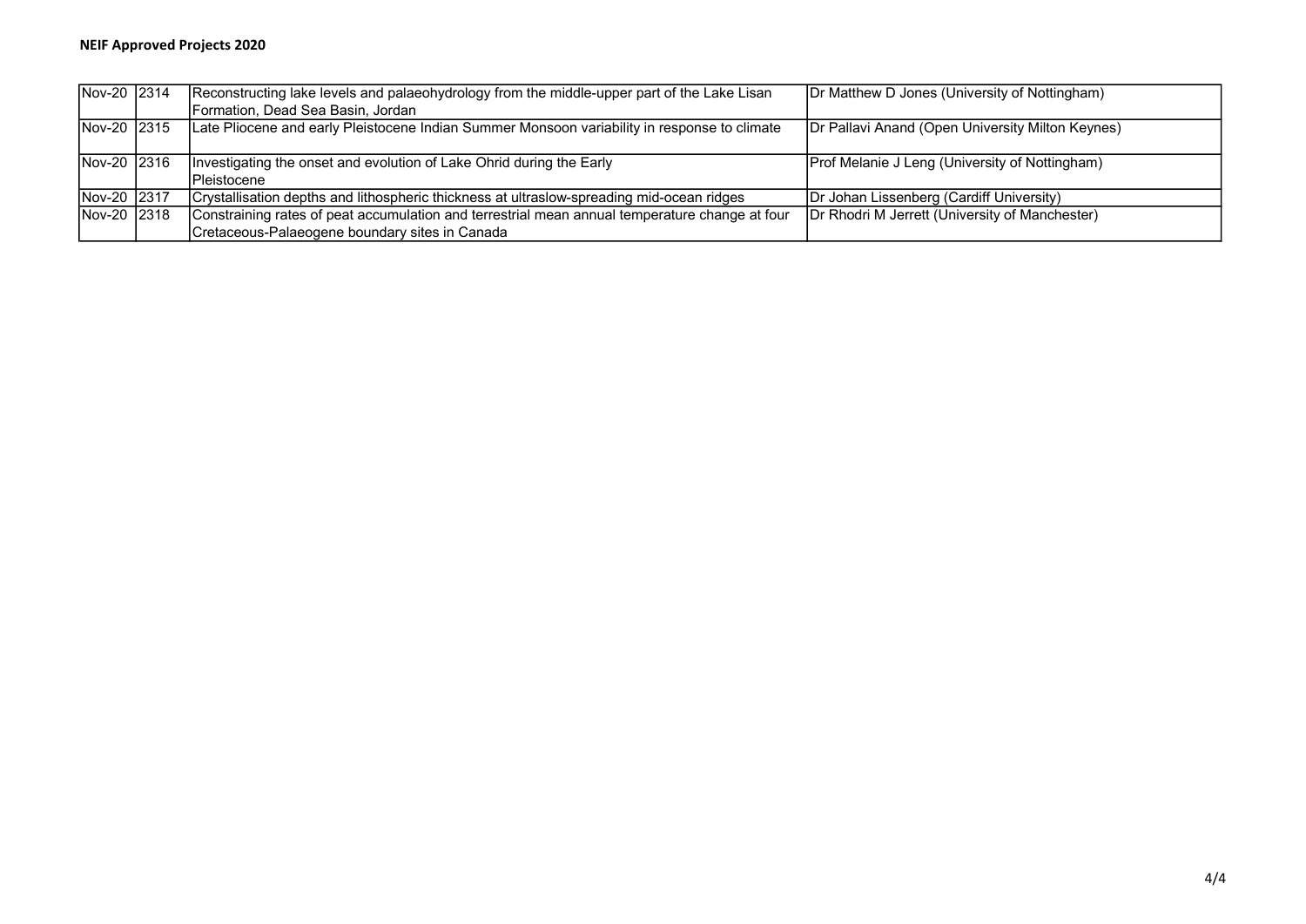**NEIF Approved Projects 2020**

| | | | |
|---|---|---|---|
| Nov-20 | 2314 | Reconstructing lake levels and palaeohydrology from the middle-upper part of the Lake Lisan Formation, Dead Sea Basin, Jordan | Dr Matthew D Jones (University of Nottingham) |
| Nov-20 | 2315 | Late Pliocene and early Pleistocene Indian Summer Monsoon variability in response to climate | Dr Pallavi Anand (Open University Milton Keynes) |
| Nov-20 | 2316 | Investigating the onset and evolution of Lake Ohrid during the Early Pleistocene | Prof Melanie J Leng (University of Nottingham) |
| Nov-20 | 2317 | Crystallisation depths and lithospheric thickness at ultraslow-spreading mid-ocean ridges | Dr Johan Lissenberg (Cardiff University) |
| Nov-20 | 2318 | Constraining rates of peat accumulation and terrestrial mean annual temperature change at four Cretaceous-Palaeogene boundary sites in Canada | Dr Rhodri M Jerrett (University of Manchester) |